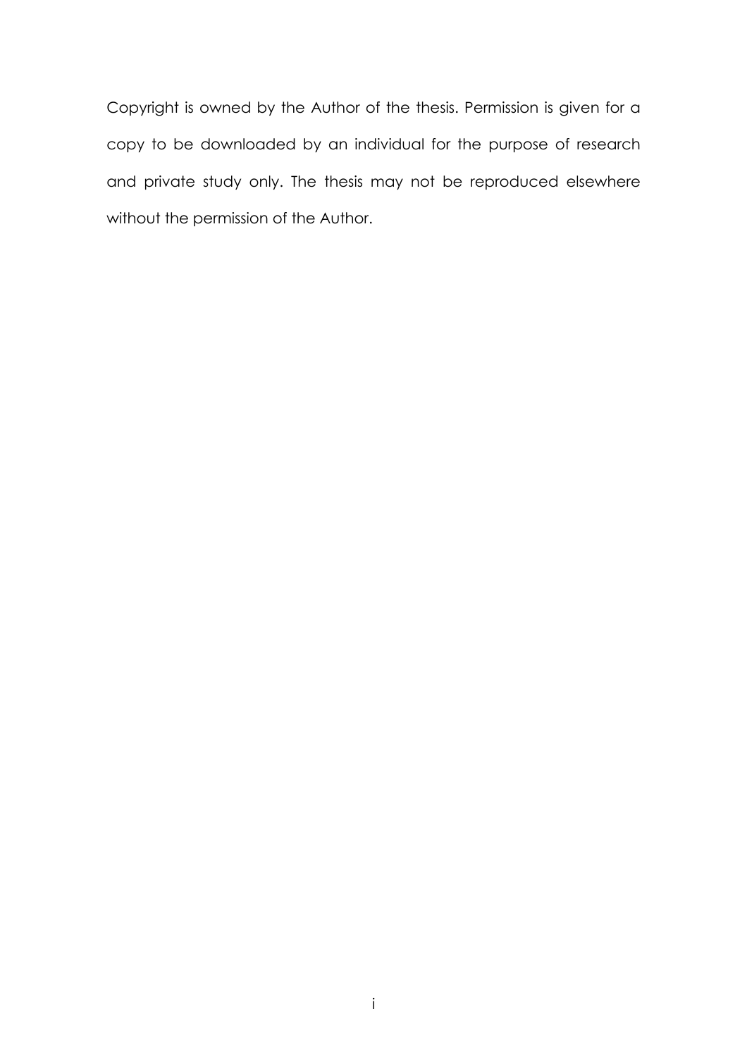Copyright is owned by the Author of the thesis. Permission is given for a copy to be downloaded by an individual for the purpose of research and private study only. The thesis may not be reproduced elsewhere without the permission of the Author.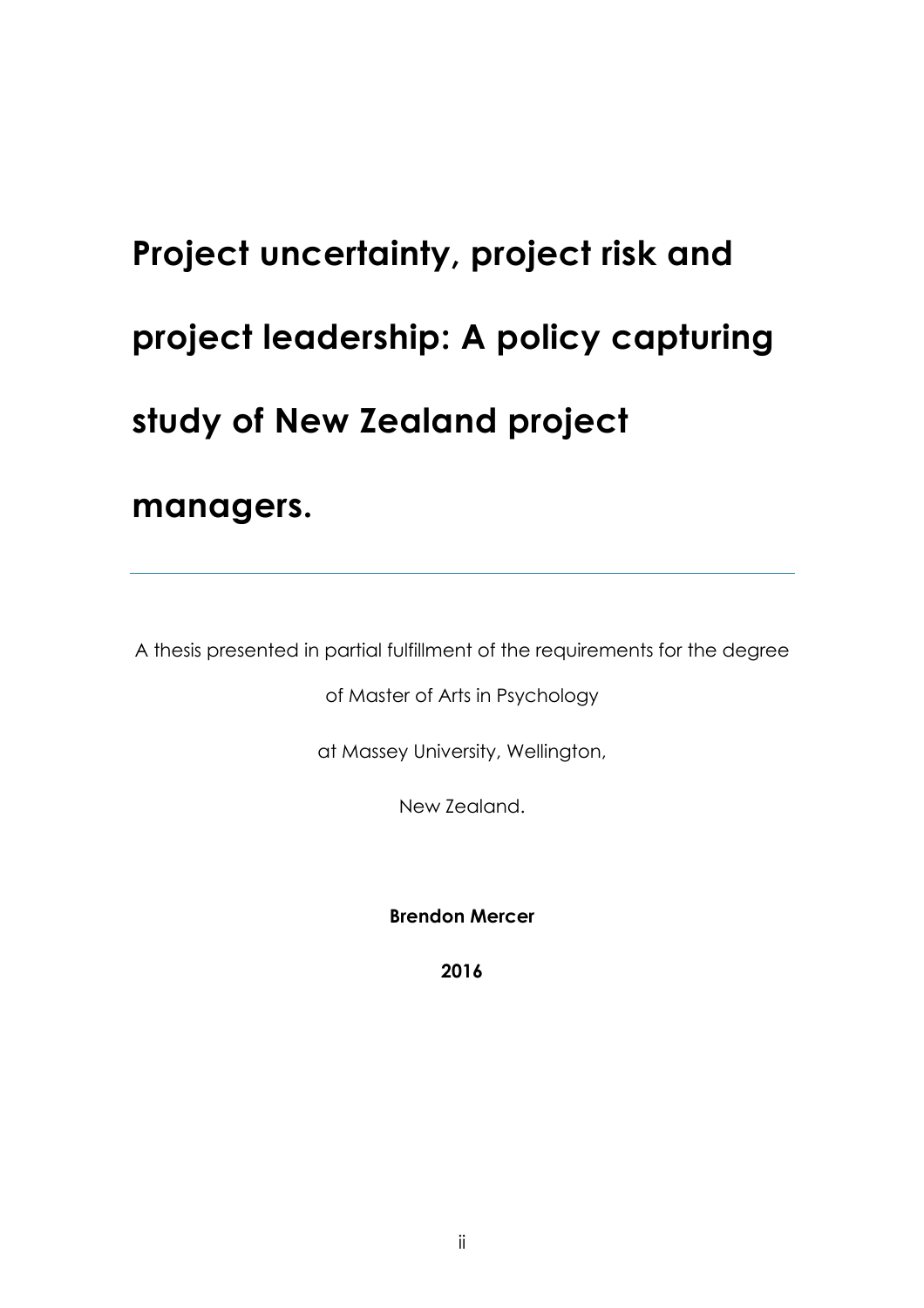# Project uncertainty, project risk and project leadership: A policy capturing study of New Zealand project managers.

---

A thesis presented in partial fulfillment of the requirements for the degree

of Master of Arts in Psychology

at Massey University, Wellington,

New Zealand.

**Brendon Mercer**

**2016**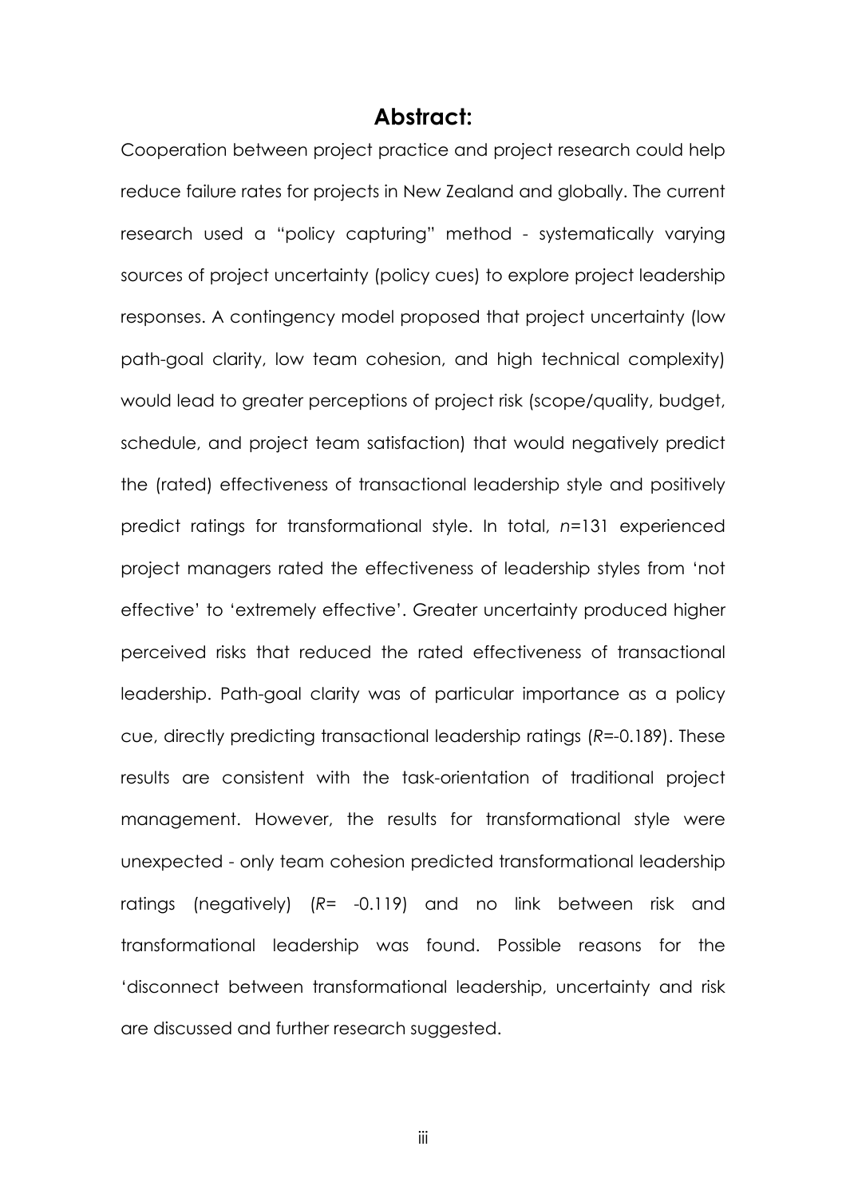## Abstract:

Cooperation between project practice and project research could help reduce failure rates for projects in New Zealand and globally. The current research used a "policy capturing" method - systematically varying sources of project uncertainty (policy cues) to explore project leadership responses. A contingency model proposed that project uncertainty (low path-goal clarity, low team cohesion, and high technical complexity) would lead to greater perceptions of project risk (scope/quality, budget, schedule, and project team satisfaction) that would negatively predict the (rated) effectiveness of transactional leadership style and positively predict ratings for transformational style. In total, *n*=131 experienced project managers rated the effectiveness of leadership styles from 'not effective' to 'extremely effective'. Greater uncertainty produced higher perceived risks that reduced the rated effectiveness of transactional leadership. Path-goal clarity was of particular importance as a policy cue, directly predicting transactional leadership ratings ($R$=-0.189). These results are consistent with the task-orientation of traditional project management. However, the results for transformational style were unexpected - only team cohesion predicted transformational leadership ratings (negatively) ($R$= -0.119) and no link between risk and transformational leadership was found. Possible reasons for the 'disconnect between transformational leadership, uncertainty and risk are discussed and further research suggested.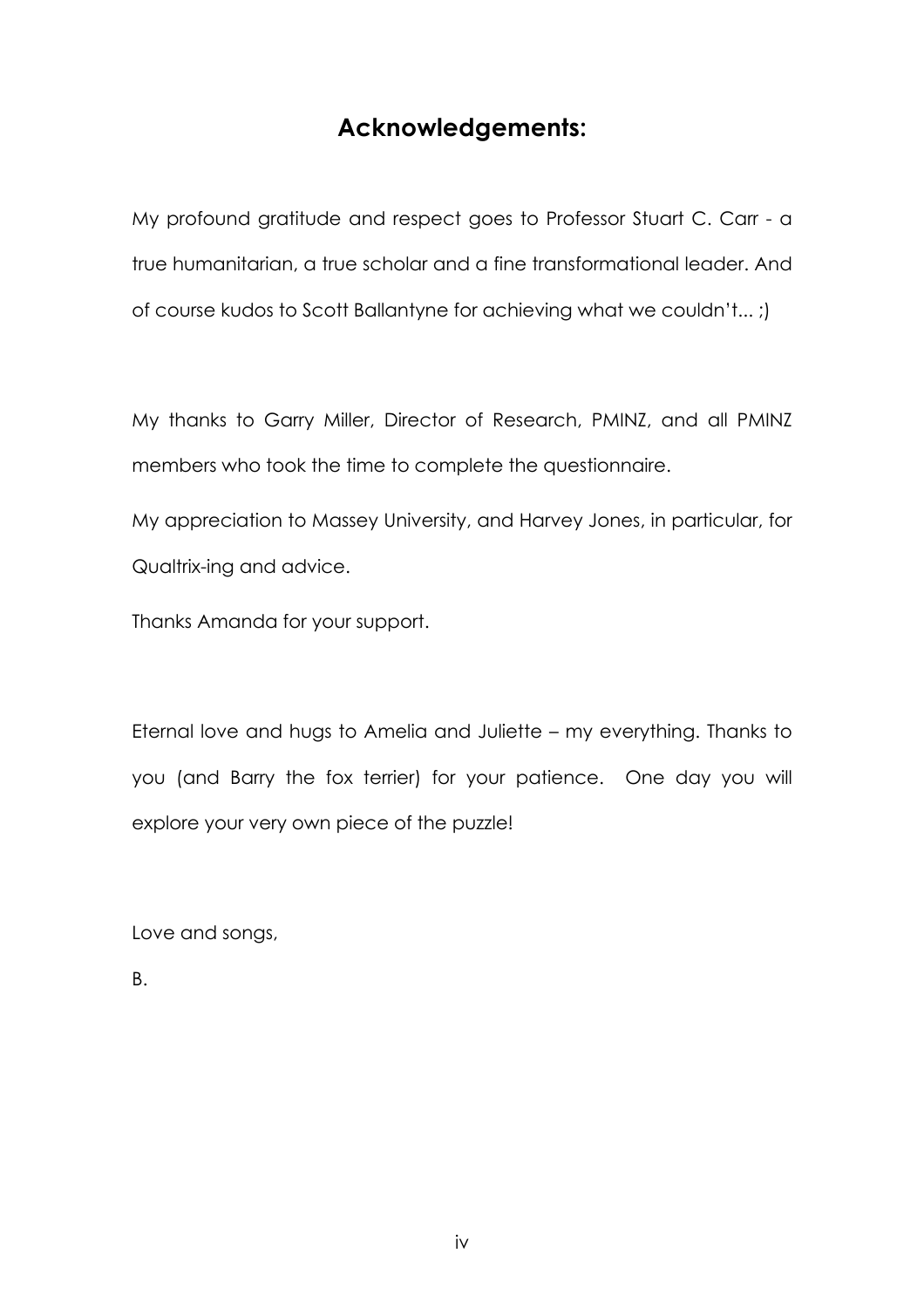# Acknowledgements:

My profound gratitude and respect goes to Professor Stuart C. Carr - a true humanitarian, a true scholar and a fine transformational leader. And of course kudos to Scott Ballantyne for achieving what we couldn't... ;)

My thanks to Garry Miller, Director of Research, PMINZ, and all PMINZ members who took the time to complete the questionnaire.

My appreciation to Massey University, and Harvey Jones, in particular, for Qualtrix-ing and advice.

Thanks Amanda for your support.

Eternal love and hugs to Amelia and Juliette – my everything. Thanks to you (and Barry the fox terrier) for your patience. One day you will explore your very own piece of the puzzle!

Love and songs,

B.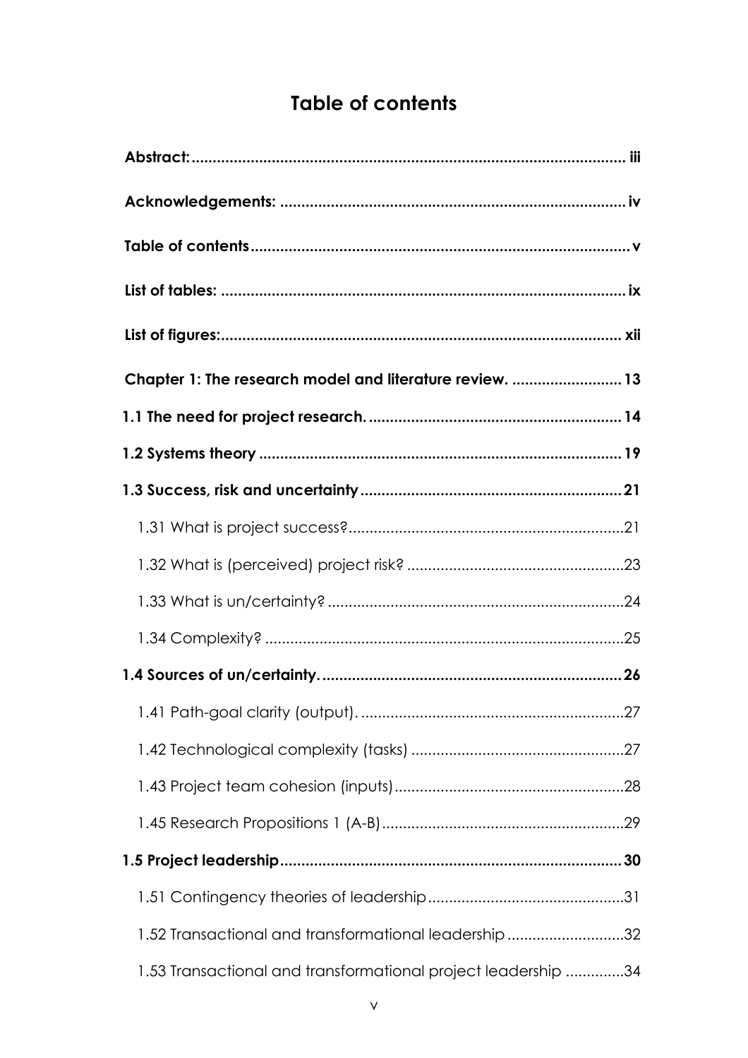# Table of contents

**Abstract:** ........ iii

**Acknowledgements:** ........ iv

**Table of contents** ........ v

**List of tables:** ........ ix

**List of figures:** ........ xii

**Chapter 1: The research model and literature review.** ........ 13

**1.1 The need for project research.** ........ 14

**1.2 Systems theory** ........ 19

**1.3 Success, risk and uncertainty** ........ 21

- 1.31 What is project success? ........ 21
- 1.32 What is (perceived) project risk? ........ 23
- 1.33 What is un/certainty? ........ 24
- 1.34 Complexity? ........ 25

**1.4 Sources of un/certainty.** ........ 26

- 1.41 Path-goal clarity (output). ........ 27
- 1.42 Technological complexity (tasks) ........ 27
- 1.43 Project team cohesion (inputs) ........ 28
- 1.45 Research Propositions 1 (A-B) ........ 29

**1.5 Project leadership** ........ 30

- 1.51 Contingency theories of leadership ........ 31
- 1.52 Transactional and transformational leadership ........ 32
- 1.53 Transactional and transformational project leadership ........ 34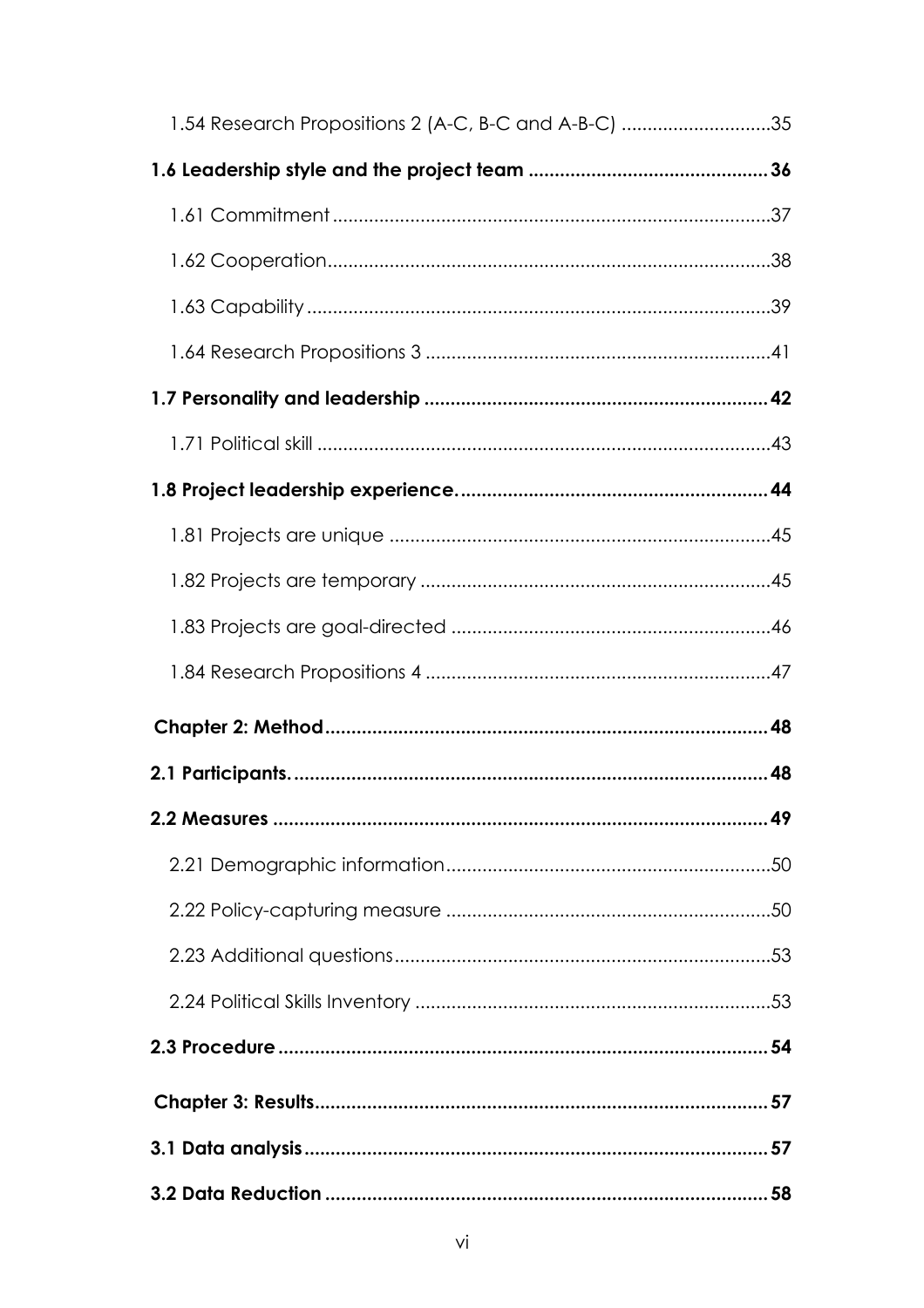1.54 Research Propositions 2 (A-C, B-C and A-B-C) ............................35

**1.6 Leadership style and the project team ............................................36**

1.61 Commitment ......................................................................................37

1.62 Cooperation......................................................................................38

1.63 Capability ..........................................................................................39

1.64 Research Propositions 3 ..................................................................41

**1.7 Personality and leadership ..................................................................42**

1.71 Political skill .......................................................................................43

**1.8 Project leadership experience. ...........................................................44**

1.81 Projects are unique ..........................................................................45

1.82 Projects are temporary ....................................................................45

1.83 Projects are goal-directed ...............................................................46

1.84 Research Propositions 4 ..................................................................47

**Chapter 2: Method.....................................................................................48**

**2.1 Participants. ..........................................................................................48**

**2.2 Measures ..............................................................................................49**

2.21 Demographic information...............................................................50

2.22 Policy-capturing measure ...............................................................50

2.23 Additional questions.........................................................................53

2.24 Political Skills Inventory ....................................................................53

**2.3 Procedure ..............................................................................................54**

**Chapter 3: Results......................................................................................57**

**3.1 Data analysis .........................................................................................57**

**3.2 Data Reduction .....................................................................................58**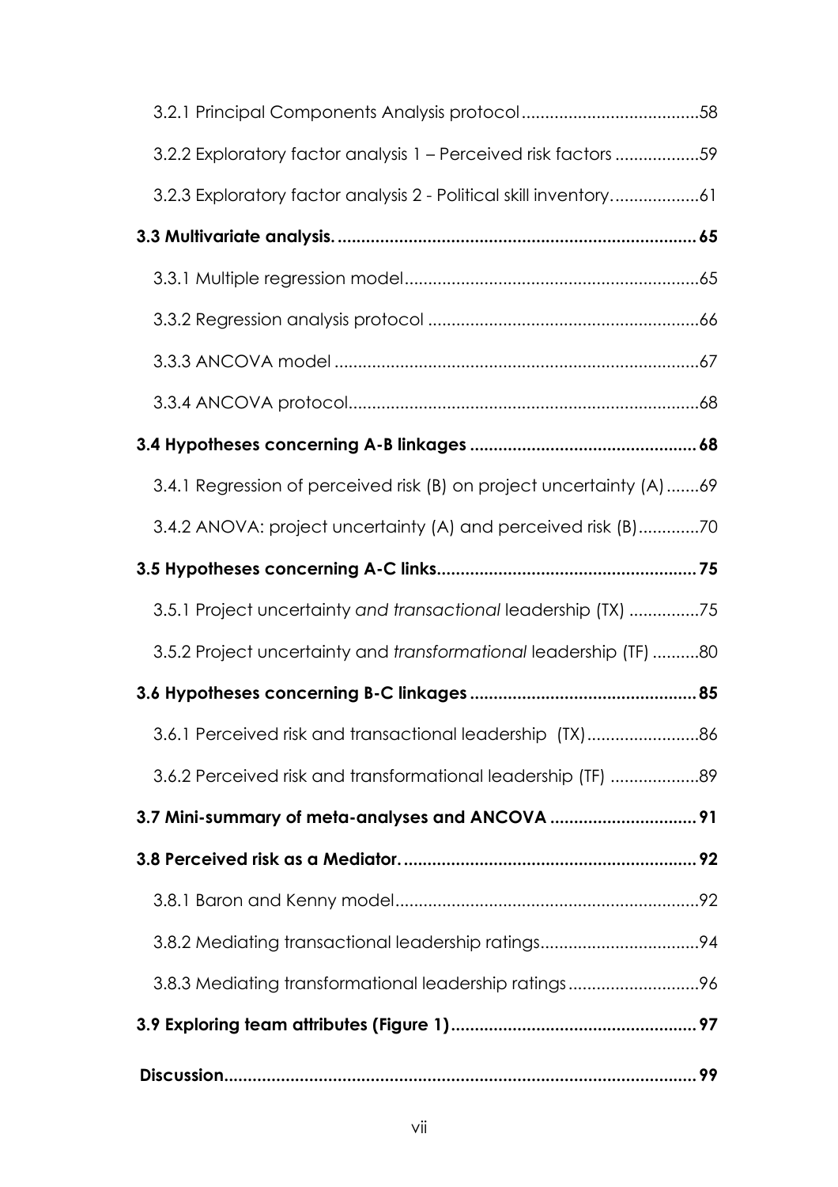3.2.1 Principal Components Analysis protocol......................................58

3.2.2 Exploratory factor analysis 1 – Perceived risk factors ..................59

3.2.3 Exploratory factor analysis 2 - Political skill inventory....................61

**3.3 Multivariate analysis. .......................................................................... 65**

3.3.1 Multiple regression model..............................................................65

3.3.2 Regression analysis protocol .........................................................66

3.3.3 ANCOVA model .............................................................................67

3.3.4 ANCOVA protocol..........................................................................68

**3.4 Hypotheses concerning A-B linkages ............................................... 68**

3.4.1 Regression of perceived risk (B) on project uncertainty (A) .......69

3.4.2 ANOVA: project uncertainty (A) and perceived risk (B).............70

**3.5 Hypotheses concerning A-C links...................................................... 75**

3.5.1 Project uncertainty *and transactional* leadership (TX) ...............75

3.5.2 Project uncertainty and *transformational* leadership (TF) ..........80

**3.6 Hypotheses concerning B-C linkages ............................................... 85**

3.6.1 Perceived risk and transactional leadership (TX)........................86

3.6.2 Perceived risk and transformational leadership (TF) ...................89

**3.7 Mini-summary of meta-analyses and ANCOVA ............................... 91**

**3.8 Perceived risk as a Mediator. ............................................................. 92**

3.8.1 Baron and Kenny model................................................................92

3.8.2 Mediating transactional leadership ratings..................................94

3.8.3 Mediating transformational leadership ratings............................96

**3.9 Exploring team attributes (Figure 1).................................................... 97**

**Discussion................................................................................................... 99**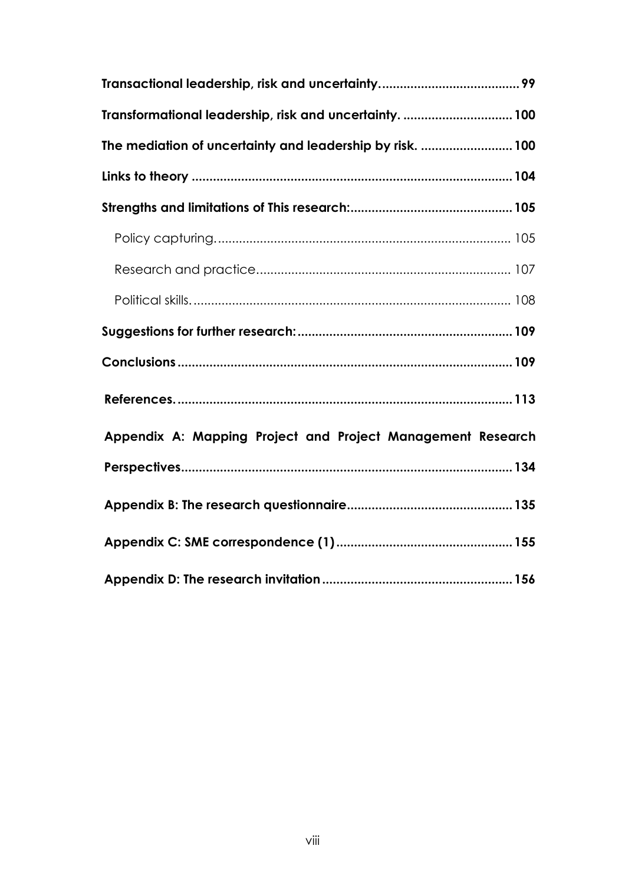**Transactional leadership, risk and uncertainty.** 99

**Transformational leadership, risk and uncertainty.** 100

**The mediation of uncertainty and leadership by risk.** 100

**Links to theory** 104

**Strengths and limitations of This research:** 105

- Policy capturing. 105
- Research and practice 107
- Political skills. 108

**Suggestions for further research:** 109

**Conclusions** 109

**References.** 113

**Appendix A: Mapping Project and Project Management Research Perspectives** 134

**Appendix B: The research questionnaire** 135

**Appendix C: SME correspondence (1)** 155

**Appendix D: The research invitation** 156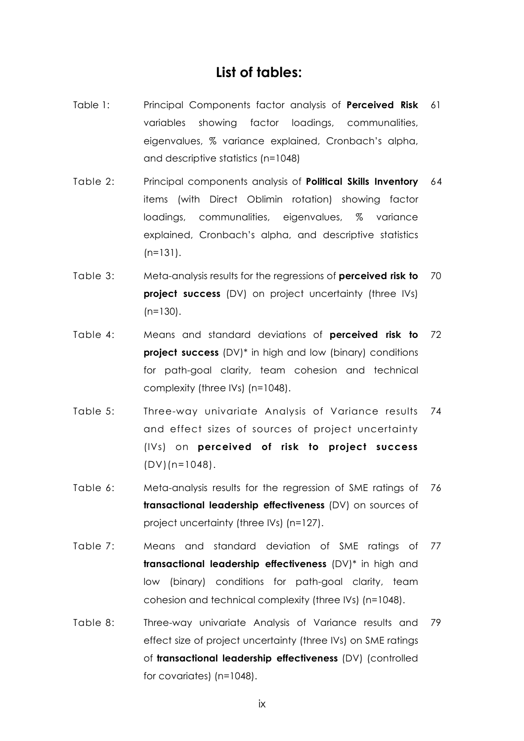## List of tables:

| Table | Description | Page |
|---|---|---|
| Table 1: | Principal Components factor analysis of **Perceived Risk** variables showing factor loadings, communalities, eigenvalues, % variance explained, Cronbach's alpha, and descriptive statistics (n=1048) | 61 |
| Table 2: | Principal components analysis of **Political Skills Inventory** items (with Direct Oblimin rotation) showing factor loadings, communalities, eigenvalues, % variance explained, Cronbach's alpha, and descriptive statistics (n=131). | 64 |
| Table 3: | Meta-analysis results for the regressions of **perceived risk to project success** (DV) on project uncertainty (three IVs) (n=130). | 70 |
| Table 4: | Means and standard deviations of **perceived risk to project success** (DV)* in high and low (binary) conditions for path-goal clarity, team cohesion and technical complexity (three IVs) (n=1048). | 72 |
| Table 5: | Three-way univariate Analysis of Variance results and effect sizes of sources of project uncertainty (IVs) on **perceived of risk to project success** (DV)(n=1048). | 74 |
| Table 6: | Meta-analysis results for the regression of SME ratings of **transactional leadership effectiveness** (DV) on sources of project uncertainty (three IVs) (n=127). | 76 |
| Table 7: | Means and standard deviation of SME ratings of **transactional leadership effectiveness** (DV)* in high and low (binary) conditions for path-goal clarity, team cohesion and technical complexity (three IVs) (n=1048). | 77 |
| Table 8: | Three-way univariate Analysis of Variance results and effect size of project uncertainty (three IVs) on SME ratings of **transactional leadership effectiveness** (DV) (controlled for covariates) (n=1048). | 79 |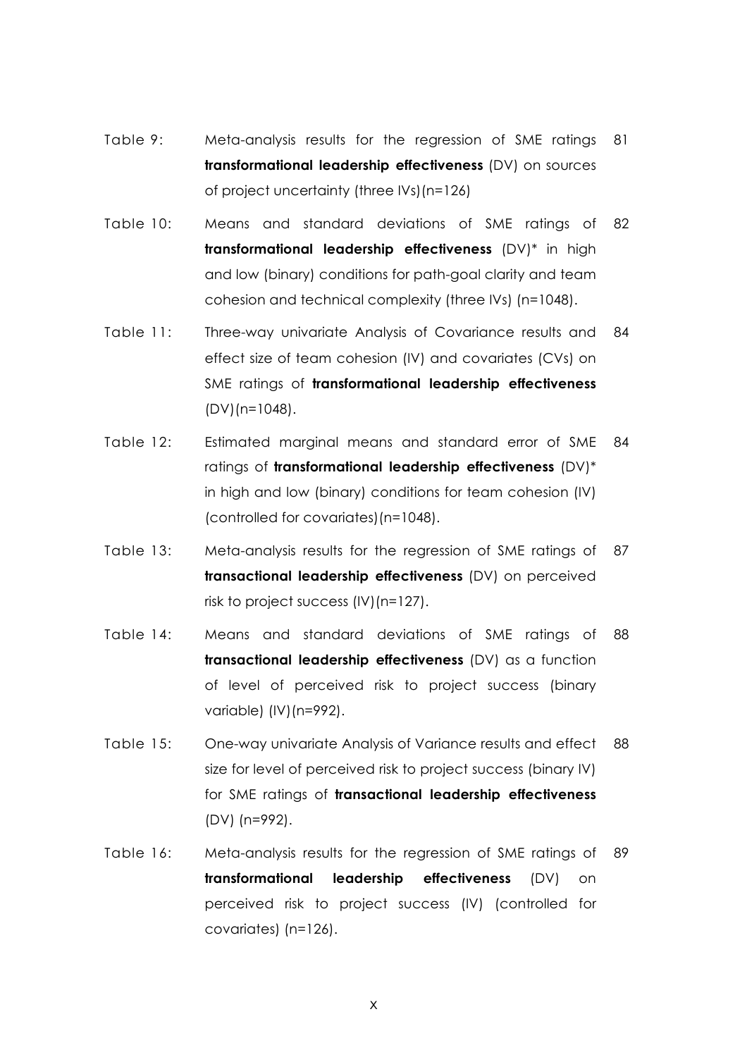| | | |
|---|---|---|
| Table 9: | Meta-analysis results for the regression of SME ratings **transformational leadership effectiveness** (DV) on sources of project uncertainty (three IVs)(n=126) | 81 |
| Table 10: | Means and standard deviations of SME ratings of **transformational leadership effectiveness** (DV)* in high and low (binary) conditions for path-goal clarity and team cohesion and technical complexity (three IVs) (n=1048). | 82 |
| Table 11: | Three-way univariate Analysis of Covariance results and effect size of team cohesion (IV) and covariates (CVs) on SME ratings of **transformational leadership effectiveness** (DV)(n=1048). | 84 |
| Table 12: | Estimated marginal means and standard error of SME ratings of **transformational leadership effectiveness** (DV)* in high and low (binary) conditions for team cohesion (IV) (controlled for covariates)(n=1048). | 84 |
| Table 13: | Meta-analysis results for the regression of SME ratings of **transactional leadership effectiveness** (DV) on perceived risk to project success (IV)(n=127). | 87 |
| Table 14: | Means and standard deviations of SME ratings of **transactional leadership effectiveness** (DV) as a function of level of perceived risk to project success (binary variable) (IV)(n=992). | 88 |
| Table 15: | One-way univariate Analysis of Variance results and effect size for level of perceived risk to project success (binary IV) for SME ratings of **transactional leadership effectiveness** (DV) (n=992). | 88 |
| Table 16: | Meta-analysis results for the regression of SME ratings of **transformational leadership effectiveness** (DV) on perceived risk to project success (IV) (controlled for covariates) (n=126). | 89 |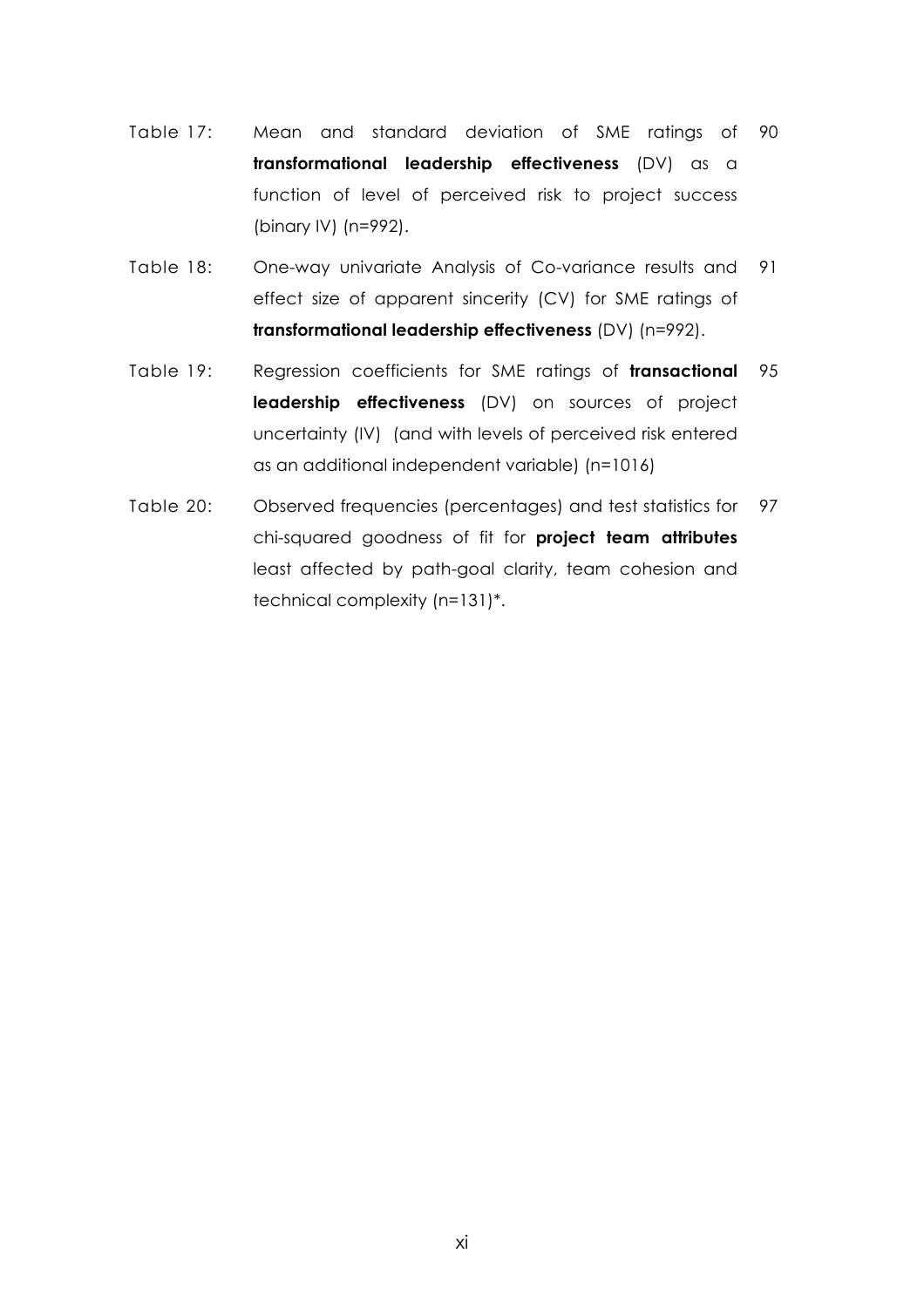| | | |
|---|---|---|
| Table 17: | Mean and standard deviation of SME ratings of **transformational leadership effectiveness** (DV) as a function of level of perceived risk to project success (binary IV) (n=992). | 90 |
| Table 18: | One-way univariate Analysis of Co-variance results and effect size of apparent sincerity (CV) for SME ratings of **transformational leadership effectiveness** (DV) (n=992). | 91 |
| Table 19: | Regression coefficients for SME ratings of **transactional leadership effectiveness** (DV) on sources of project uncertainty (IV) (and with levels of perceived risk entered as an additional independent variable) (n=1016) | 95 |
| Table 20: | Observed frequencies (percentages) and test statistics for chi-squared goodness of fit for **project team attributes** least affected by path-goal clarity, team cohesion and technical complexity (n=131)*. | 97 |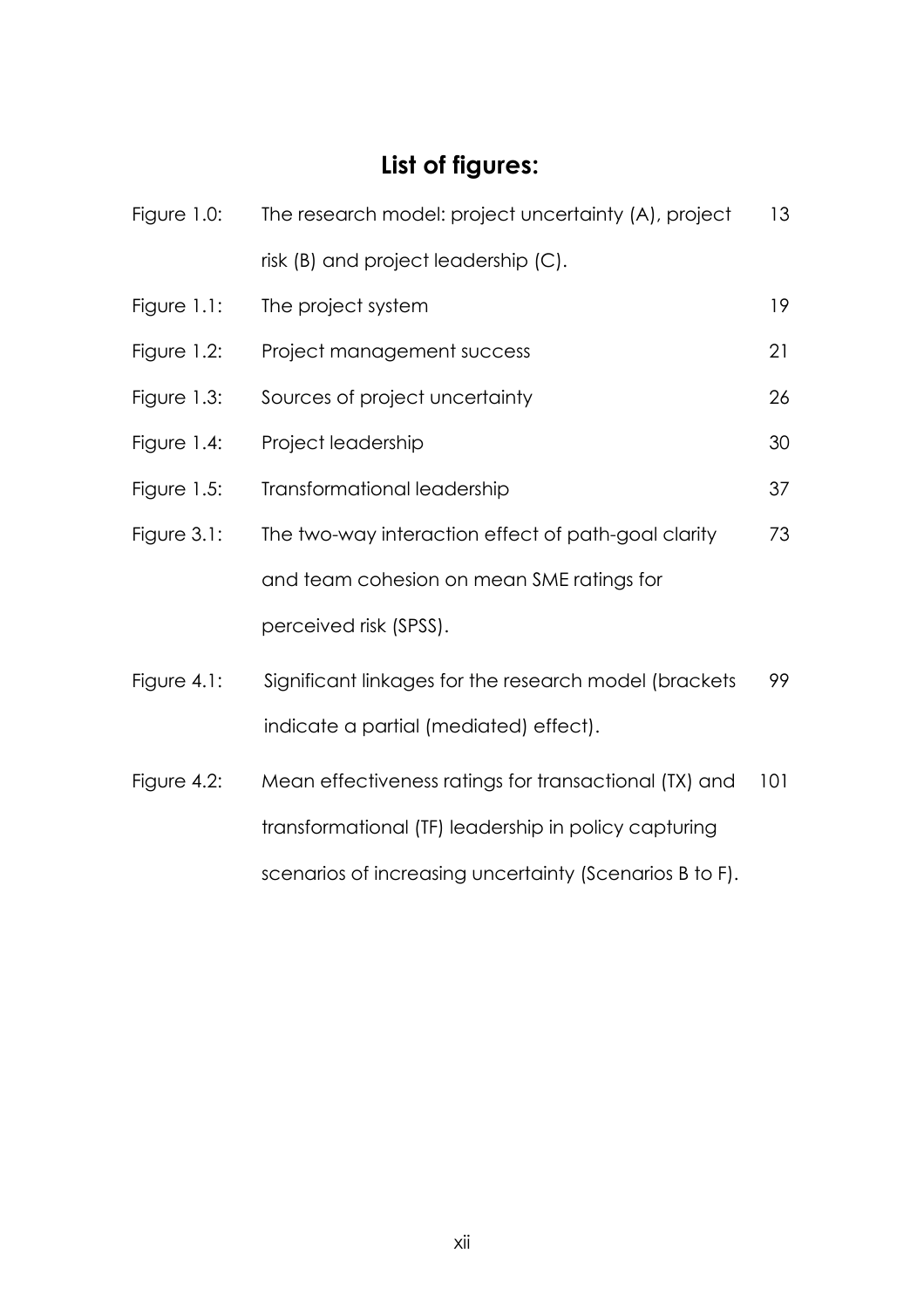# List of figures:

| | | |
|---|---|---|
| Figure 1.0: | The research model: project uncertainty (A), project risk (B) and project leadership (C). | 13 |
| Figure 1.1: | The project system | 19 |
| Figure 1.2: | Project management success | 21 |
| Figure 1.3: | Sources of project uncertainty | 26 |
| Figure 1.4: | Project leadership | 30 |
| Figure 1.5: | Transformational leadership | 37 |
| Figure 3.1: | The two-way interaction effect of path-goal clarity and team cohesion on mean SME ratings for perceived risk (SPSS). | 73 |
| Figure 4.1: | Significant linkages for the research model (brackets indicate a partial (mediated) effect). | 99 |
| Figure 4.2: | Mean effectiveness ratings for transactional (TX) and transformational (TF) leadership in policy capturing scenarios of increasing uncertainty (Scenarios B to F). | 101 |